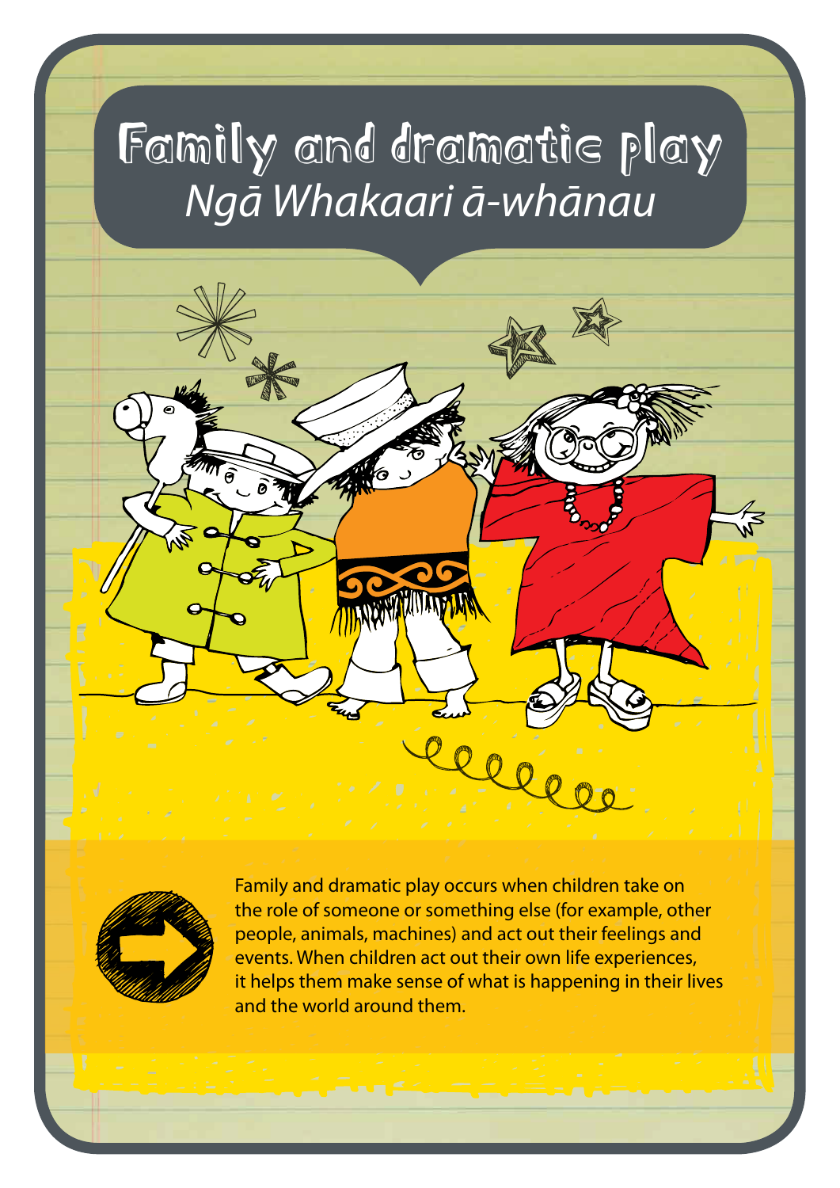# Family and dramatic play

## *Ngā Whakaari ā-whānau*

Family and dramatic play occurs when children take on the role of someone or something else (for example, other people, animals, machines) and act out their feelings and events. When children act out their own life experiences, it helps them make sense of what is happening in their lives and the world around them.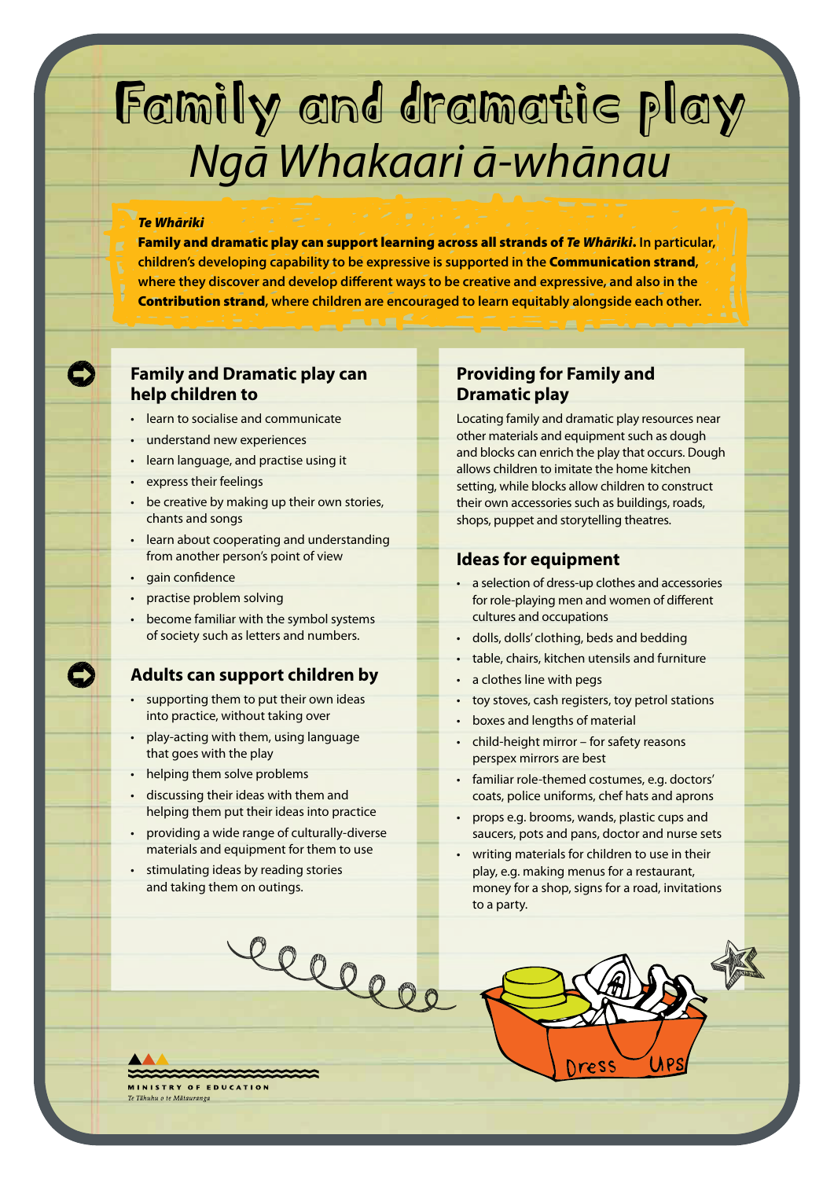# Family and dramatic play

## *Ngā Whakaari ā-whānau*

***Te Whāriki***

**Family and dramatic play can support learning across all strands of *Te Whāriki*.** In particular, children's developing capability to be expressive is supported in the **Communication strand**, where they discover and develop different ways to be creative and expressive, and also in the **Contribution strand**, where children are encouraged to learn equitably alongside each other.

### Family and Dramatic play can help children to

- learn to socialise and communicate
- understand new experiences
- learn language, and practise using it
- express their feelings
- be creative by making up their own stories, chants and songs
- learn about cooperating and understanding from another person's point of view
- gain confidence
- practise problem solving
- become familiar with the symbol systems of society such as letters and numbers.

### Adults can support children by

- supporting them to put their own ideas into practice, without taking over
- play-acting with them, using language that goes with the play
- helping them solve problems
- discussing their ideas with them and helping them put their ideas into practice
- providing a wide range of culturally-diverse materials and equipment for them to use
- stimulating ideas by reading stories and taking them on outings.

### Providing for Family and Dramatic play

Locating family and dramatic play resources near other materials and equipment such as dough and blocks can enrich the play that occurs. Dough allows children to imitate the home kitchen setting, while blocks allow children to construct their own accessories such as buildings, roads, shops, puppet and storytelling theatres.

### Ideas for equipment

- a selection of dress-up clothes and accessories for role-playing men and women of different cultures and occupations
- dolls, dolls' clothing, beds and bedding
- table, chairs, kitchen utensils and furniture
- a clothes line with pegs
- toy stoves, cash registers, toy petrol stations
- boxes and lengths of material
- child-height mirror – for safety reasons perspex mirrors are best
- familiar role-themed costumes, e.g. doctors' coats, police uniforms, chef hats and aprons
- props e.g. brooms, wands, plastic cups and saucers, pots and pans, doctor and nurse sets
- writing materials for children to use in their play, e.g. making menus for a restaurant, money for a shop, signs for a road, invitations to a party.

MINISTRY OF EDUCATION
*Te Tāhuhu o te Mātauranga*